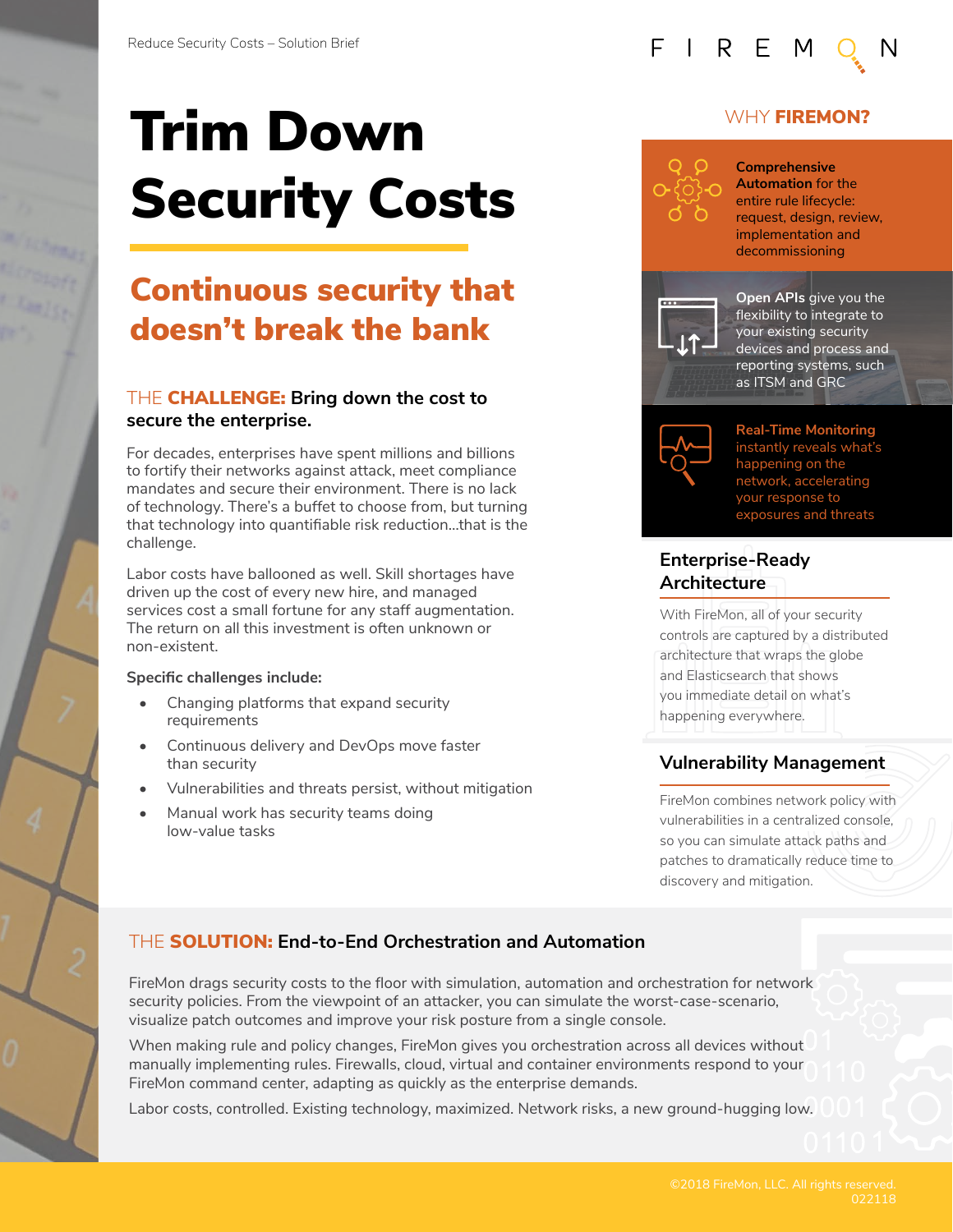# Trim Down Security Costs

## Continuous security that doesn't break the bank

### THE **CHALLENGE:** Bring down the cost to secure the enterprise.

For decades, enterprises have spent millions and billions to fortify their networks against attack, meet compliance mandates and secure their environment. There is no lack of technology. There's a buffet to choose from, but turning that technology into quantifiable risk reduction…that is the challenge.

Labor costs have ballooned as well. Skill shortages have driven up the cost of every new hire, and managed services cost a small fortune for any staff augmentation. The return on all this investment is often unknown or non-existent.

**Specific challenges include:**

- Changing platforms that expand security requirements
- Continuous delivery and DevOps move faster than security
- Vulnerabilities and threats persist, without mitigation
- Manual work has security teams doing low-value tasks

## WHY **FIREMON?**

**Comprehensive Automation** for the entire rule lifecycle: request, design, review, implementation and decommissioning

**Open APIs** give you the flexibility to integrate to your existing security devices and process and reporting systems, such as ITSM and GRC

**Real-Time Monitoring** instantly reveals what's happening on the network, accelerating your response to exposures and threats

### Enterprise-Ready Architecture

With FireMon, all of your security controls are captured by a distributed architecture that wraps the globe and Elasticsearch that shows you immediate detail on what's happening everywhere.

### Vulnerability Management

FireMon combines network policy with vulnerabilities in a centralized console, so you can simulate attack paths and patches to dramatically reduce time to discovery and mitigation.

### THE **SOLUTION:** End-to-End Orchestration and Automation

FireMon drags security costs to the floor with simulation, automation and orchestration for network security policies. From the viewpoint of an attacker, you can simulate the worst-case-scenario, visualize patch outcomes and improve your risk posture from a single console.

When making rule and policy changes, FireMon gives you orchestration across all devices without manually implementing rules. Firewalls, cloud, virtual and container environments respond to your FireMon command center, adapting as quickly as the enterprise demands.

Labor costs, controlled. Existing technology, maximized. Network risks, a new ground-hugging low.

©2018 FireMon, LLC. All rights reserved. 022118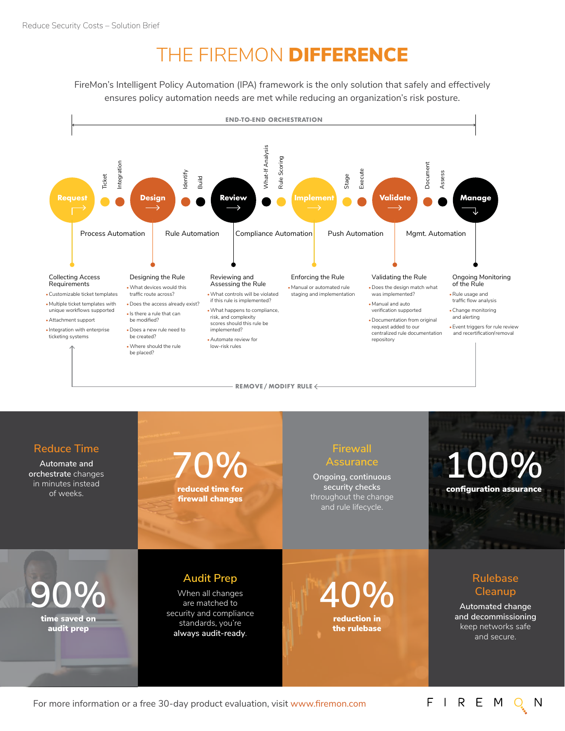# THE FIREMON DIFFERENCE

FireMon's Intelligent Policy Automation (IPA) framework is the only solution that safely and effectively ensures policy automation needs are met while reducing an organization's risk posture.

END-TO-END ORCHESTRATION

Request — Ticket — Integration — Design — Identify — Build — Review — What-If Analysis — Rule Scoring — Implement — Stage — Execute — Validate — Document — Assess — Manage

Process Automation | Rule Automation | Compliance Automation | Push Automation | Mgmt. Automation

**Collecting Access Requirements**
- Customizable ticket templates
- Multiple ticket templates with unique workflows supported
- Attachment support
- Integration with enterprise ticketing systems

**Designing the Rule**
- What devices would this traffic route across?
- Does the access already exist?
- Is there a rule that can be modified?
- Does a new rule need to be created?
- Where should the rule be placed?

**Reviewing and Assessing the Rule**
- What controls will be violated if this rule is implemented?
- What happens to compliance, risk, and complexity scores should this rule be implemented?
- Automate review for low-risk rules

**Enforcing the Rule**
- Manual or automated rule staging and implementation

**Validating the Rule**
- Does the design match what was implemented?
- Manual and auto verification supported
- Documentation from original request added to our centralized rule documentation repository

**Ongoing Monitoring of the Rule**
- Rule usage and traffic flow analysis
- Change monitoring and alerting
- Event triggers for rule review and recertification/removal

REMOVE / MODIFY RULE

## Reduce Time

Automate and **orchestrate** changes in minutes instead of weeks.

**70%** reduced time for firewall changes

## Firewall Assurance

Ongoing, continuous security checks throughout the change and rule lifecycle.

**100%** configuration assurance

**90%** time saved on audit prep

## Audit Prep

When all changes are matched to security and compliance standards, you're **always audit-ready**.

**40%** reduction in the rulebase

## Rulebase Cleanup

**Automated change and decommissioning** keep networks safe and secure.

For more information or a free 30-day product evaluation, visit www.firemon.com

FIREMON